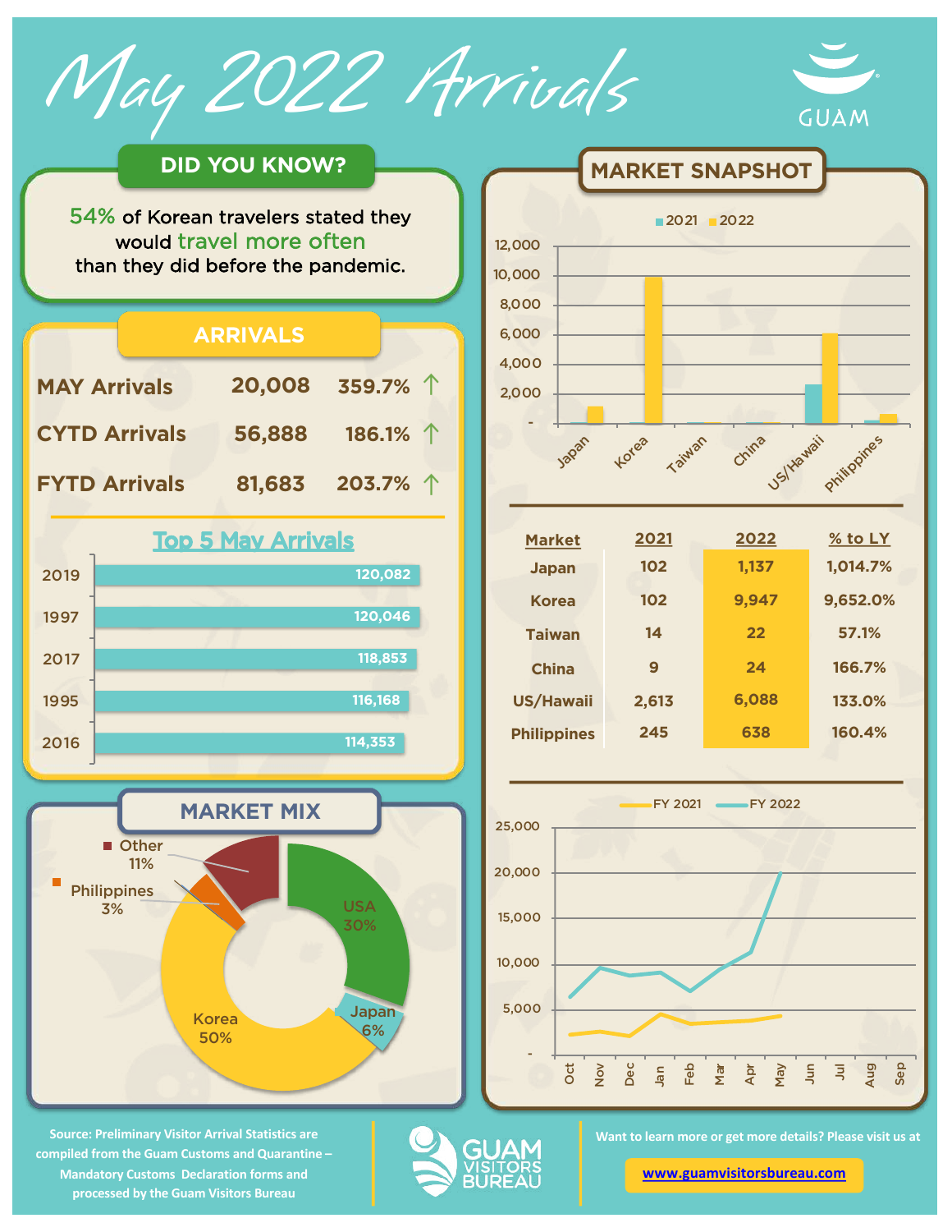# May 2022 Arrivals

GUAM

## DID YOU KNOW?

54% of Korean travelers stated they would travel more often than they did before the pandemic.

## ARRIVALS

| | | |
|---|---|---|
| MAY Arrivals | 20,008 | 359.7% ↑ |
| CYTD Arrivals | 56,888 | 186.1% ↑ |
| FYTD Arrivals | 81,683 | 203.7% ↑ |

### Top 5 May Arrivals

| Year | Arrivals |
|---|---|
| 2019 | 120,082 |
| 1997 | 120,046 |
| 2017 | 118,853 |
| 1995 | 116,168 |
| 2016 | 114,353 |

## MARKET MIX

- USA 30%
- Japan 6%
- Korea 50%
- Philippines 3%
- Other 11%

## MARKET SNAPSHOT

| Market | 2021 | 2022 | % to LY |
|---|---|---|---|
| Japan | 102 | 1,137 | 1,014.7% |
| Korea | 102 | 9,947 | 9,652.0% |
| Taiwan | 14 | 22 | 57.1% |
| China | 9 | 24 | 166.7% |
| US/Hawaii | 2,613 | 6,088 | 133.0% |
| Philippines | 245 | 638 | 160.4% |

Source: Preliminary Visitor Arrival Statistics are compiled from the Guam Customs and Quarantine – Mandatory Customs Declaration forms and processed by the Guam Visitors Bureau

GUAM VISITORS BUREAU

Want to learn more or get more details? Please visit us at

www.guamvisitorsbureau.com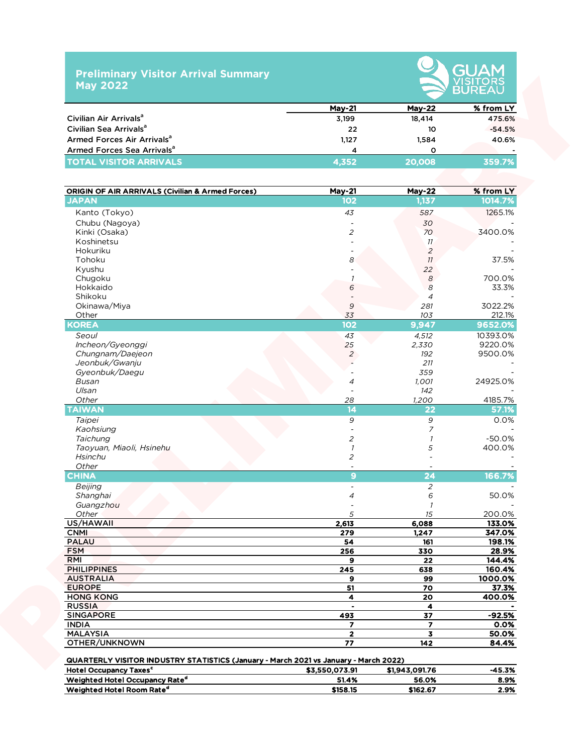## Preliminary Visitor Arrival Summary May 2022

GUAM VISITORS BUREAU

| | May-21 | May-22 | % from LY |
|---|---|---|---|
| Civilian Air Arrivals[a] | 3,199 | 18,414 | 475.6% |
| Civilian Sea Arrivals[a] | 22 | 10 | -54.5% |
| Armed Forces Air Arrivals[a] | 1,127 | 1,584 | 40.6% |
| Armed Forces Sea Arrivals[a] | 4 | 0 | - |
| **TOTAL VISITOR ARRIVALS** | **4,352** | **20,008** | **359.7%** |

| ORIGIN OF AIR ARRIVALS (Civilian & Armed Forces) | May-21 | May-22 | % from LY |
|---|---|---|---|
| **JAPAN** | **102** | **1,137** | **1014.7%** |
| Kanto (Tokyo) | 43 | 587 | 1265.1% |
| Chubu (Nagoya) | - | 30 | - |
| Kinki (Osaka) | 2 | 70 | 3400.0% |
| Koshinetsu | - | 11 | - |
| Hokuriku | - | 2 | - |
| Tohoku | 8 | 11 | 37.5% |
| Kyushu | - | 22 | - |
| Chugoku | 1 | 8 | 700.0% |
| Hokkaido | 6 | 8 | 33.3% |
| Shikoku | - | 4 | - |
| Okinawa/Miya | 9 | 281 | 3022.2% |
| Other | 33 | 103 | 212.1% |
| **KOREA** | **102** | **9,947** | **9652.0%** |
| *Seoul* | 43 | 4,512 | 10393.0% |
| *Incheon/Gyeonggi* | 25 | 2,330 | 9220.0% |
| *Chungnam/Daejeon* | 2 | 192 | 9500.0% |
| *Jeonbuk/Gwanju* | - | 211 | - |
| *Gyeonbuk/Daegu* | - | 359 | - |
| *Busan* | 4 | 1,001 | 24925.0% |
| *Ulsan* | - | 142 | - |
| *Other* | 28 | 1,200 | 4185.7% |
| **TAIWAN** | **14** | **22** | **57.1%** |
| *Taipei* | 9 | 9 | 0.0% |
| *Kaohsiung* | - | 7 | - |
| *Taichung* | 2 | 1 | -50.0% |
| *Taoyuan, Miaoli, Hsinehu* | 1 | 5 | 400.0% |
| *Hsinchu* | 2 | - | - |
| *Other* | - | - | - |
| **CHINA** | **9** | **24** | **166.7%** |
| *Beijing* | - | 2 | - |
| *Shanghai* | 4 | 6 | 50.0% |
| *Guangzhou* | - | 1 | - |
| *Other* | 5 | 15 | 200.0% |
| **US/HAWAII** | **2,613** | **6,088** | **133.0%** |
| **CNMI** | **279** | **1,247** | **347.0%** |
| **PALAU** | **54** | **161** | **198.1%** |
| **FSM** | **256** | **330** | **28.9%** |
| **RMI** | **9** | **22** | **144.4%** |
| **PHILIPPINES** | **245** | **638** | **160.4%** |
| **AUSTRALIA** | **9** | **99** | **1000.0%** |
| **EUROPE** | **51** | **70** | **37.3%** |
| **HONG KONG** | **4** | **20** | **400.0%** |
| **RUSSIA** | **-** | **4** | **-** |
| **SINGAPORE** | **493** | **37** | **-92.5%** |
| **INDIA** | **7** | **7** | **0.0%** |
| **MALAYSIA** | **2** | **3** | **50.0%** |
| **OTHER/UNKNOWN** | **77** | **142** | **84.4%** |

| QUARTERLY VISITOR INDUSTRY STATISTICS (January - March 2021 vs January - March 2022) | | | |
|---|---|---|---|
| **Hotel Occupancy Taxes[c]** | **$3,550,073.91** | **$1,943,091.76** | **-45.3%** |
| **Weighted Hotel Occupancy Rate[d]** | **51.4%** | **56.0%** | **8.9%** |
| **Weighted Hotel Room Rate[d]** | **$158.15** | **$162.67** | **2.9%** |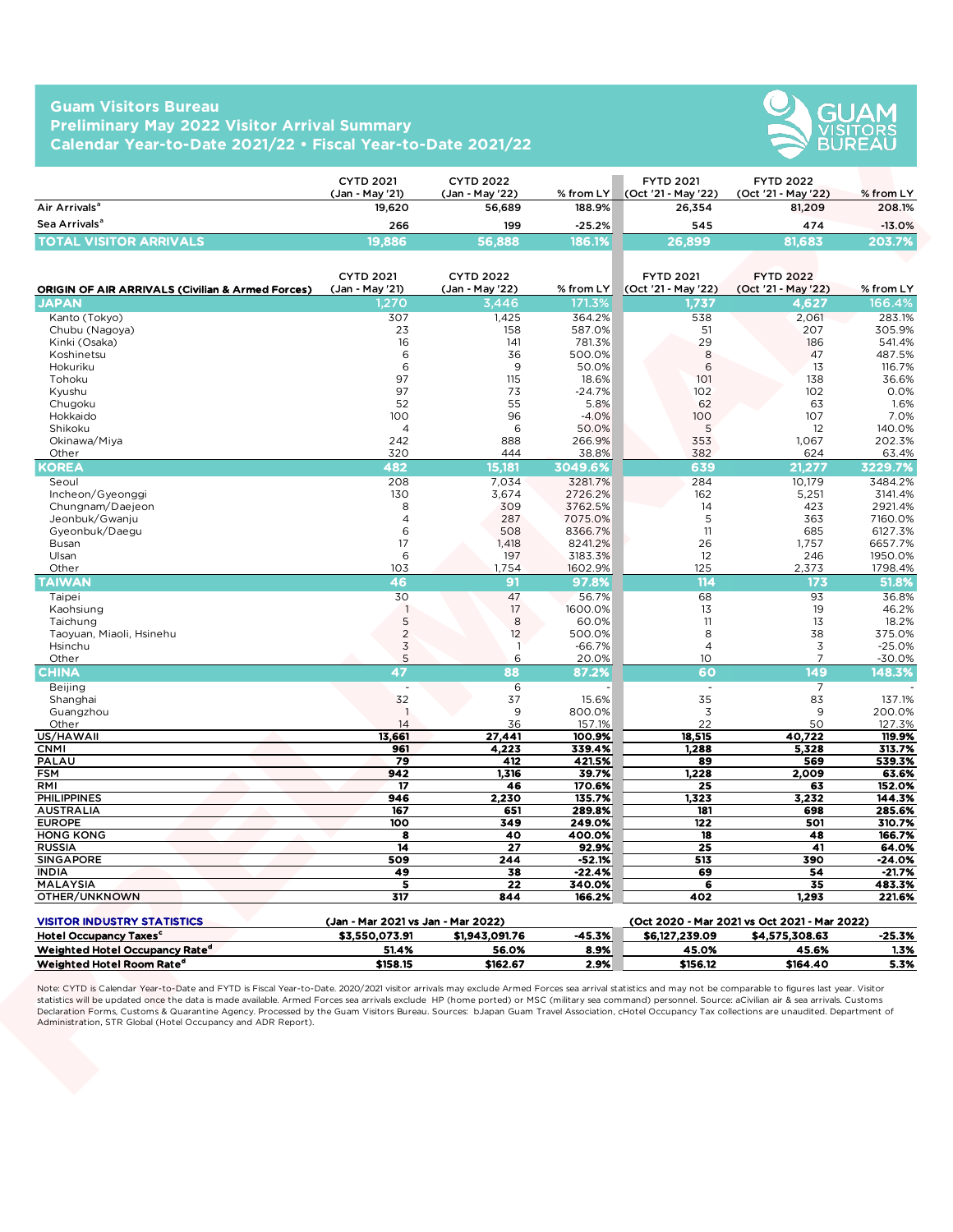# Guam Visitors Bureau
## Preliminary May 2022 Visitor Arrival Summary
## Calendar Year-to-Date 2021/22 • Fiscal Year-to-Date 2021/22

| | CYTD 2021 (Jan - May '21) | CYTD 2022 (Jan - May '22) | % from LY | FYTD 2021 (Oct '21 - May '22) | FYTD 2022 (Oct '21 - May '22) | % from LY |
|---|---|---|---|---|---|---|
| Air Arrivals[a] | 19,620 | 56,689 | 188.9% | 26,354 | 81,209 | 208.1% |
| Sea Arrivals[a] | 266 | 199 | -25.2% | 545 | 474 | -13.0% |
| **TOTAL VISITOR ARRIVALS** | **19,886** | **56,888** | **186.1%** | **26,899** | **81,683** | **203.7%** |

| ORIGIN OF AIR ARRIVALS (Civilian & Armed Forces) | CYTD 2021 (Jan - May '21) | CYTD 2022 (Jan - May '22) | % from LY | FYTD 2021 (Oct '21 - May '22) | FYTD 2022 (Oct '21 - May '22) | % from LY |
|---|---|---|---|---|---|---|
| **JAPAN** | **1,270** | **3,446** | **171.3%** | **1,737** | **4,627** | **166.4%** |
| Kanto (Tokyo) | 307 | 1,425 | 364.2% | 538 | 2,061 | 283.1% |
| Chubu (Nagoya) | 23 | 158 | 587.0% | 51 | 207 | 305.9% |
| Kinki (Osaka) | 16 | 141 | 781.3% | 29 | 186 | 541.4% |
| Koshinetsu | 6 | 36 | 500.0% | 8 | 47 | 487.5% |
| Hokuriku | 6 | 9 | 50.0% | 6 | 13 | 116.7% |
| Tohoku | 97 | 115 | 18.6% | 101 | 138 | 36.6% |
| Kyushu | 97 | 73 | -24.7% | 102 | 102 | 0.0% |
| Chugoku | 52 | 55 | 5.8% | 62 | 63 | 1.6% |
| Hokkaido | 100 | 96 | -4.0% | 100 | 107 | 7.0% |
| Shikoku | 4 | 6 | 50.0% | 5 | 12 | 140.0% |
| Okinawa/Miya | 242 | 888 | 266.9% | 353 | 1,067 | 202.3% |
| Other | 320 | 444 | 38.8% | 382 | 624 | 63.4% |
| **KOREA** | **482** | **15,181** | **3049.6%** | **639** | **21,277** | **3229.7%** |
| Seoul | 208 | 7,034 | 3281.7% | 284 | 10,179 | 3484.2% |
| Incheon/Gyeonggi | 130 | 3,674 | 2726.2% | 162 | 5,251 | 3141.4% |
| Chungnam/Daejeon | 8 | 309 | 3762.5% | 14 | 423 | 2921.4% |
| Jeonbuk/Gwanju | 4 | 287 | 7075.0% | 5 | 363 | 7160.0% |
| Gyeonbuk/Daegu | 6 | 508 | 8366.7% | 11 | 685 | 6127.3% |
| Busan | 17 | 1,418 | 8241.2% | 26 | 1,757 | 6657.7% |
| Ulsan | 6 | 197 | 3183.3% | 12 | 246 | 1950.0% |
| Other | 103 | 1,754 | 1602.9% | 125 | 2,373 | 1798.4% |
| **TAIWAN** | **46** | **91** | **97.8%** | **114** | **173** | **51.8%** |
| Taipei | 30 | 47 | 56.7% | 68 | 93 | 36.8% |
| Kaohsiung | 1 | 17 | 1600.0% | 13 | 19 | 46.2% |
| Taichung | 5 | 8 | 60.0% | 11 | 13 | 18.2% |
| Taoyuan, Miaoli, Hsinehu | 2 | 12 | 500.0% | 8 | 38 | 375.0% |
| Hsinchu | 3 | 1 | -66.7% | 4 | 3 | -25.0% |
| Other | 5 | 6 | 20.0% | 10 | 7 | -30.0% |
| **CHINA** | **47** | **88** | **87.2%** | **60** | **149** | **148.3%** |
| Beijing | - | 6 | - | - | 7 | - |
| Shanghai | 32 | 37 | 15.6% | 35 | 83 | 137.1% |
| Guangzhou | 1 | 9 | 800.0% | 3 | 9 | 200.0% |
| Other | 14 | 36 | 157.1% | 22 | 50 | 127.3% |
| **US/HAWAII** | **13,661** | **27,441** | **100.9%** | **18,515** | **40,722** | **119.9%** |
| **CNMI** | **961** | **4,223** | **339.4%** | **1,288** | **5,328** | **313.7%** |
| **PALAU** | **79** | **412** | **421.5%** | **89** | **569** | **539.3%** |
| **FSM** | **942** | **1,316** | **39.7%** | **1,228** | **2,009** | **63.6%** |
| **RMI** | **17** | **46** | **170.6%** | **25** | **63** | **152.0%** |
| **PHILIPPINES** | **946** | **2,230** | **135.7%** | **1,323** | **3,232** | **144.3%** |
| **AUSTRALIA** | **167** | **651** | **289.8%** | **181** | **698** | **285.6%** |
| **EUROPE** | **100** | **349** | **249.0%** | **122** | **501** | **310.7%** |
| **HONG KONG** | **8** | **40** | **400.0%** | **18** | **48** | **166.7%** |
| **RUSSIA** | **14** | **27** | **92.9%** | **25** | **41** | **64.0%** |
| **SINGAPORE** | **509** | **244** | **-52.1%** | **513** | **390** | **-24.0%** |
| **INDIA** | **49** | **38** | **-22.4%** | **69** | **54** | **-21.7%** |
| **MALAYSIA** | **5** | **22** | **340.0%** | **6** | **35** | **483.3%** |
| **OTHER/UNKNOWN** | **317** | **844** | **166.2%** | **402** | **1,293** | **221.6%** |

| VISITOR INDUSTRY STATISTICS | (Jan - Mar 2021 vs Jan - Mar 2022) | | | (Oct 2020 - Mar 2021 vs Oct 2021 - Mar 2022) | | |
|---|---|---|---|---|---|---|
| Hotel Occupancy Taxes[c] | $3,550,073.91 | $1,943,091.76 | -45.3% | $6,127,239.09 | $4,575,308.63 | -25.3% |
| Weighted Hotel Occupancy Rate[d] | 51.4% | 56.0% | 8.9% | 45.0% | 45.6% | 1.3% |
| Weighted Hotel Room Rate[d] | $158.15 | $162.67 | 2.9% | $156.12 | $164.40 | 5.3% |

Note: CYTD is Calendar Year-to-Date and FYTD is Fiscal Year-to-Date. 2020/2021 visitor arrivals may exclude Armed Forces sea arrival statistics and may not be comparable to figures last year. Visitor statistics will be updated once the data is made available. Armed Forces sea arrivals exclude HP (home ported) or MSC (military sea command) personnel. Source: aCivilian air & sea arrivals. Customs Declaration Forms, Customs & Quarantine Agency. Processed by the Guam Visitors Bureau. Sources: bJapan Guam Travel Association, cHotel Occupancy Tax collections are unaudited. Department of Administration, STR Global (Hotel Occupancy and ADR Report).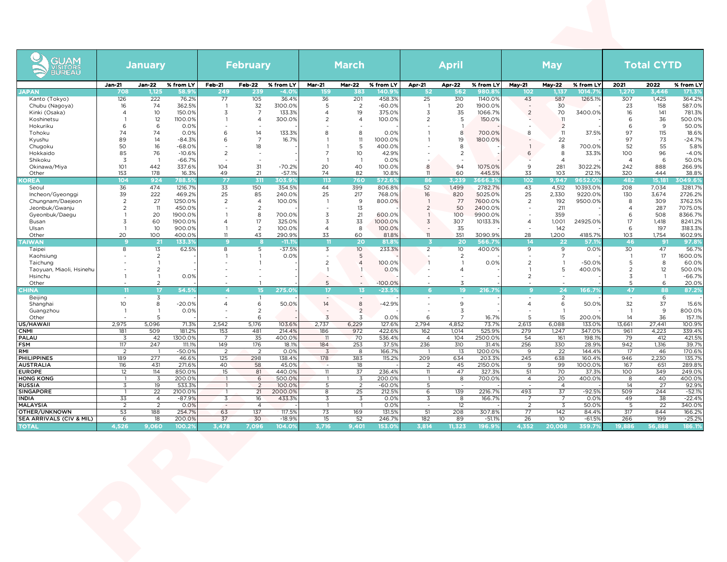| GUAM VISITORS BUREAU | January | | | February | | | March | | | April | | | May | | | Total CYTD | | |
|---|---|---|---|---|---|---|---|---|---|---|---|---|---|---|---|---|---|---|
| | Jan-21 | Jan-22 | % from LY | Feb-21 | Feb-22 | % from LY | Mar-21 | Mar-22 | % from LY | Apr-21 | Apr-22 | % from LY | May-21 | May-22 | % from LY | 2021 | 2022 | % from LY |
| JAPAN | 708 | 1,125 | 58.9% | 249 | 239 | -4.0% | 159 | 383 | 140.9% | 52 | 562 | 980.8% | 102 | 1,137 | 1014.7% | 1,270 | 3,446 | 171.3% |
| Kanto (Tokyo) | 126 | 222 | 76.2% | 77 | 105 | 36.4% | 36 | 201 | 458.3% | 25 | 310 | 1140.0% | 43 | 587 | 1265.1% | 307 | 1,425 | 364.2% |
| Chubu (Nagoya) | 16 | 74 | 362.5% | 1 | 32 | 3100.0% | 5 | 2 | -60.0% | 1 | 20 | 1900.0% | - | 30 | - | 23 | 158 | 587.0% |
| Kinki (Osaka) | 4 | 10 | 150.0% | 3 | 7 | 133.3% | 4 | 19 | 375.0% | 3 | 35 | 1066.7% | 2 | 70 | 3400.0% | 16 | 141 | 781.3% |
| Koshinetsu | 1 | 12 | 1100.0% | 1 | 4 | 300.0% | 2 | 4 | 100.0% | 2 | 5 | 150.0% | - | 11 | - | 6 | 36 | 500.0% |
| Hokuriku | 6 | 6 | 0.0% | - | - | - | - | - | - | - | 1 | - | - | 2 | - | 6 | 9 | 50.0% |
| Tohoku | 74 | 74 | 0.0% | 6 | 14 | 133.3% | 8 | 8 | 0.0% | 1 | 8 | 700.0% | 8 | 11 | 37.5% | 97 | 115 | 18.6% |
| Kyushu | 89 | 14 | -84.3% | 6 | 7 | 16.7% | 1 | 11 | 1000.0% | 1 | 19 | 1800.0% | - | 22 | - | 97 | 73 | -24.7% |
| Chugoku | 50 | 16 | -68.0% | - | 18 | - | 1 | 5 | 400.0% | - | 8 | - | 1 | 8 | 700.0% | 52 | 55 | 5.8% |
| Hokkaido | 85 | 76 | -10.6% | 2 | - | - | 7 | 10 | 42.9% | - | 2 | - | 6 | 8 | 33.3% | 100 | 96 | -4.0% |
| Shikoku | 3 | 1 | -66.7% | - | - | - | 1 | 1 | 0.0% | - | - | - | - | 4 | - | 4 | 6 | 50.0% |
| Okinawa/Miya | 101 | 442 | 337.6% | 104 | 31 | -70.2% | 20 | 40 | 100.0% | 8 | 94 | 1075.0% | 9 | 281 | 3022.2% | 242 | 888 | 266.9% |
| Other | 153 | 178 | 16.3% | 49 | 21 | -57.1% | 74 | 82 | 10.8% | 11 | 60 | 445.5% | 33 | 103 | 212.1% | 320 | 444 | 38.8% |
| KOREA | 104 | 924 | 788.5% | 77 | 311 | 303.9% | 113 | 760 | 572.6% | 86 | 3,239 | 3666.3% | 102 | 9,947 | 9652.0% | 482 | 15,181 | 3049.6% |
| Seoul | 36 | 474 | 1216.7% | 33 | 150 | 354.5% | 44 | 399 | 806.8% | 52 | 1,499 | 2782.7% | 43 | 4,512 | 10393.0% | 208 | 7,034 | 3281.7% |
| Incheon/Gyeonggi | 39 | 222 | 469.2% | 25 | 85 | 240.0% | 25 | 217 | 768.0% | 16 | 820 | 5025.0% | 25 | 2,330 | 9220.0% | 130 | 3,674 | 2726.2% |
| Chungnam/Daejeon | 2 | 27 | 1250.0% | 2 | 4 | 100.0% | 1 | 9 | 800.0% | 1 | 77 | 7600.0% | 2 | 192 | 9500.0% | 8 | 309 | 3762.5% |
| Jeonbuk/Gwanju | 2 | 11 | 450.0% | - | 2 | - | - | 13 | - | 2 | 50 | 2400.0% | - | 211 | - | 4 | 287 | 7075.0% |
| Gyeonbuk/Daegu | 1 | 20 | 1900.0% | 1 | 8 | 700.0% | 3 | 21 | 600.0% | 1 | 100 | 9900.0% | - | 359 | - | 6 | 508 | 8366.7% |
| Busan | 3 | 60 | 1900.0% | 4 | 17 | 325.0% | 3 | 33 | 1000.0% | 3 | 307 | 10133.3% | 4 | 1,001 | 24925.0% | 17 | 1,418 | 8241.2% |
| Ulsan | 1 | 10 | 900.0% | 1 | 2 | 100.0% | 4 | 8 | 100.0% | - | 35 | - | - | 142 | - | 6 | 197 | 3183.3% |
| Other | 20 | 100 | 400.0% | 11 | 43 | 290.9% | 33 | 60 | 81.8% | 11 | 351 | 3090.9% | 28 | 1,200 | 4185.7% | 103 | 1,754 | 1602.9% |
| TAIWAN | 9 | 21 | 133.3% | 9 | 8 | -11.1% | 11 | 20 | 81.8% | 3 | 20 | 566.7% | 14 | 22 | 57.1% | 46 | 91 | 97.8% |
| Taipei | 8 | 13 | 62.5% | 8 | 5 | -37.5% | 3 | 10 | 233.3% | 2 | 10 | 400.0% | 9 | 9 | 0.0% | 30 | 47 | 56.7% |
| Kaohsiung | - | 2 | - | 1 | 1 | 0.0% | - | 5 | - | - | 2 | - | - | 7 | - | 1 | 17 | 1600.0% |
| Taichung | - | 1 | - | - | 1 | - | 2 | 4 | 100.0% | 1 | 1 | 0.0% | 2 | 1 | -50.0% | 5 | 8 | 60.0% |
| Taoyuan, Miaoli, Hsinehu | - | 2 | - | - | - | - | 1 | 1 | 0.0% | - | 4 | - | 1 | 5 | 400.0% | 2 | 12 | 500.0% |
| Hsinchu | 1 | 1 | 0.0% | - | - | - | - | - | - | - | - | - | 2 | - | - | 3 | 1 | -66.7% |
| Other | - | 2 | - | - | 1 | - | 5 | - | -100.0% | - | 3 | - | - | - | - | 5 | 6 | 20.0% |
| CHINA | 11 | 17 | 54.5% | 4 | 15 | 275.0% | 17 | 13 | -23.5% | 6 | 19 | 216.7% | 9 | 24 | 166.7% | 47 | 88 | 87.2% |
| Beijing | - | 3 | - | - | 1 | - | - | - | - | - | - | - | - | 2 | - | - | 6 | - |
| Shanghai | 10 | 8 | -20.0% | 4 | 6 | 50.0% | 14 | 8 | -42.9% | - | 9 | - | 4 | 6 | 50.0% | 32 | 37 | 15.6% |
| Guangzhou | 1 | 1 | 0.0% | - | 2 | - | - | 2 | - | - | 3 | - | - | 1 | - | 1 | 9 | 800.0% |
| Other | - | 5 | - | - | 6 | - | 3 | 3 | 0.0% | 6 | 7 | 16.7% | 5 | 15 | 200.0% | 14 | 36 | 157.1% |
| US/HAWAII | 2,975 | 5,096 | 71.3% | 2,542 | 5,176 | 103.6% | 2,737 | 6,229 | 127.6% | 2,794 | 4,852 | 73.7% | 2,613 | 6,088 | 133.0% | 13,661 | 27,441 | 100.9% |
| CNMI | 181 | 509 | 181.2% | 153 | 481 | 214.4% | 186 | 972 | 422.6% | 162 | 1,014 | 525.9% | 279 | 1,247 | 347.0% | 961 | 4,223 | 339.4% |
| PALAU | 3 | 42 | 1300.0% | 7 | 35 | 400.0% | 11 | 70 | 536.4% | 4 | 104 | 2500.0% | 54 | 161 | 198.1% | 79 | 412 | 421.5% |
| FSM | 117 | 247 | 111.1% | 149 | 176 | 18.1% | 184 | 253 | 37.5% | 236 | 310 | 31.4% | 256 | 330 | 28.9% | 942 | 1,316 | 39.7% |
| RMI | 2 | 1 | -50.0% | 2 | 2 | 0.0% | 3 | 8 | 166.7% | 1 | 13 | 1200.0% | 9 | 22 | 144.4% | 17 | 46 | 170.6% |
| PHILIPPINES | 189 | 277 | 46.6% | 125 | 298 | 138.4% | 178 | 383 | 115.2% | 209 | 634 | 203.3% | 245 | 638 | 160.4% | 946 | 2,230 | 135.7% |
| AUSTRALIA | 116 | 431 | 271.6% | 40 | 58 | 45.0% | - | 18 | - | 2 | 45 | 2150.0% | 9 | 99 | 1000.0% | 167 | 651 | 289.8% |
| EUROPE | 12 | 114 | 850.0% | 15 | 81 | 440.0% | 11 | 37 | 236.4% | 11 | 47 | 327.3% | 51 | 70 | 37.3% | 100 | 349 | 249.0% |
| HONG KONG | 1 | 3 | 200.0% | 1 | 6 | 500.0% | 1 | 3 | 200.0% | 1 | 8 | 700.0% | 4 | 20 | 400.0% | 8 | 40 | 400.0% |
| RUSSIA | 3 | 19 | 533.3% | 1 | 2 | 100.0% | 5 | 2 | -60.0% | 5 | - | - | - | 4 | - | 14 | 27 | 92.9% |
| SINGAPORE | 1 | 22 | 2100.0% | 1 | 21 | 2000.0% | 8 | 25 | 212.5% | 6 | 139 | 2216.7% | 493 | 37 | -92.5% | 509 | 244 | -52.1% |
| INDIA | 33 | 4 | -87.9% | 3 | 16 | 433.3% | 3 | 3 | 0.0% | 3 | 8 | 166.7% | 7 | 7 | 0.0% | 49 | 38 | -22.4% |
| MALAYSIA | 2 | 2 | 0.0% | - | 4 | - | 1 | 1 | 0.0% | - | 12 | - | 2 | 3 | 50.0% | 5 | 22 | 340.0% |
| OTHER/UNKNOWN | 53 | 188 | 254.7% | 63 | 137 | 117.5% | 73 | 169 | 131.5% | 51 | 208 | 307.8% | 77 | 142 | 84.4% | 317 | 844 | 166.2% |
| SEA ARRIVALS (CIV & MIL) | 6 | 18 | 200.0% | 37 | 30 | -18.9% | 15 | 52 | 246.7% | 182 | 89 | -51.1% | 26 | 10 | -61.5% | 266 | 199 | -25.2% |
| TOTAL | 4,526 | 9,060 | 100.2% | 3,478 | 7,096 | 104.0% | 3,716 | 9,401 | 153.0% | 3,814 | 11,323 | 196.9% | 4,352 | 20,008 | 359.7% | 19,886 | 56,888 | 186.1% |

PRELIMINARY